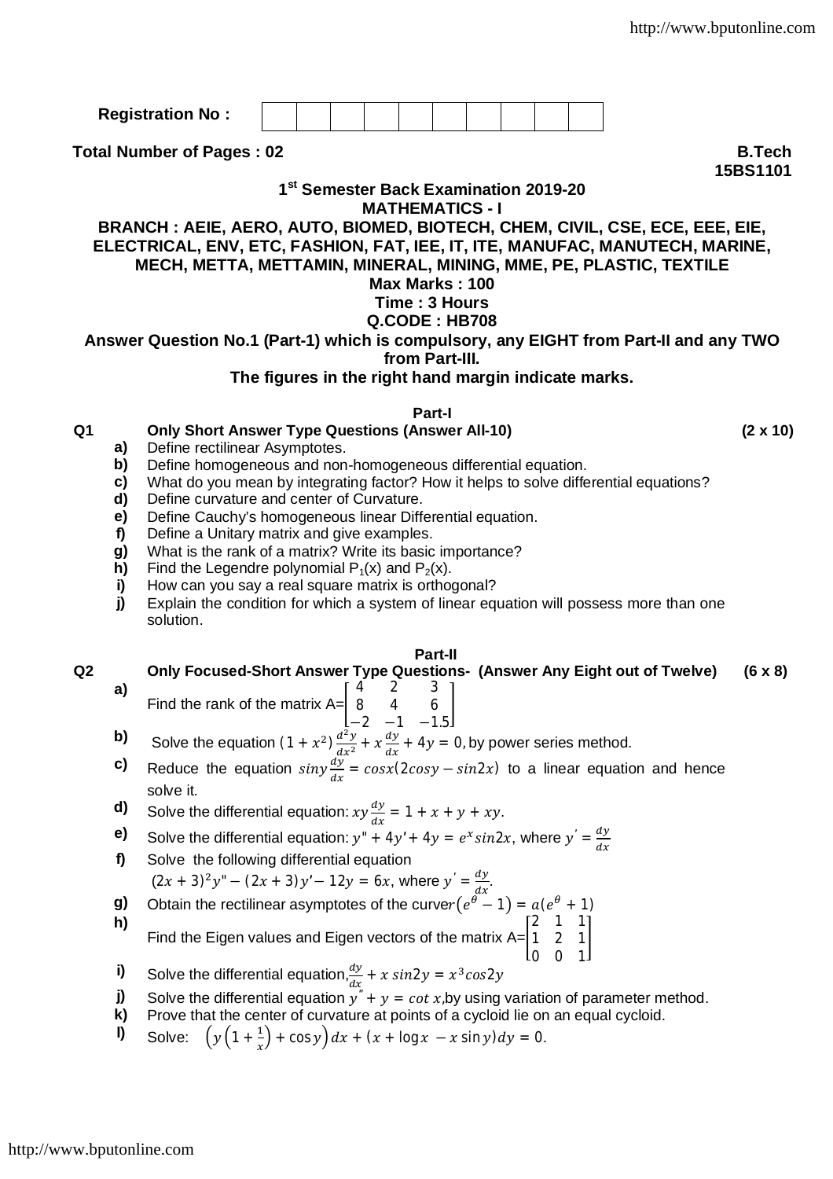Registration No : | | | | | | | | | | |

**Total Number of Pages : 02**

**B.Tech**
**15BS1101**

**1st Semester Back Examination 2019-20**
**MATHEMATICS - I**
**BRANCH : AEIE, AERO, AUTO, BIOMED, BIOTECH, CHEM, CIVIL, CSE, ECE, EEE, EIE, ELECTRICAL, ENV, ETC, FASHION, FAT, IEE, IT, ITE, MANUFAC, MANUTECH, MARINE, MECH, METTA, METTAMIN, MINERAL, MINING, MME, PE, PLASTIC, TEXTILE**
**Max Marks : 100**
**Time : 3 Hours**
**Q.CODE : HB708**

**Answer Question No.1 (Part-1) which is compulsory, any EIGHT from Part-II and any TWO from Part-III.**

**The figures in the right hand margin indicate marks.**

## Part-I

**Q1 Only Short Answer Type Questions (Answer All-10) (2 x 10)**

a) Define rectilinear Asymptotes.

b) Define homogeneous and non-homogeneous differential equation.

c) What do you mean by integrating factor? How it helps to solve differential equations?

d) Define curvature and center of Curvature.

e) Define Cauchy's homogeneous linear Differential equation.

f) Define a Unitary matrix and give examples.

g) What is the rank of a matrix? Write its basic importance?

h) Find the Legendre polynomial $P_1(x)$ and $P_2(x)$.

i) How can you say a real square matrix is orthogonal?

j) Explain the condition for which a system of linear equation will possess more than one solution.

## Part-II

**Q2 Only Focused-Short Answer Type Questions- (Answer Any Eight out of Twelve) (6 x 8)**

a) Find the rank of the matrix A= $\begin{bmatrix} 4 & 2 & 3 \\ 8 & 4 & 6 \\ -2 & -1 & -1.5 \end{bmatrix}$

b) Solve the equation $(1+x^2)\frac{d^2y}{dx^2} + x\frac{dy}{dx} + 4y = 0$, by power series method.

c) Reduce the equation $\sin y \frac{dy}{dx} = \cos x(2\cos y - \sin 2x)$ to a linear equation and hence solve it.

d) Solve the differential equation: $xy\frac{dy}{dx} = 1 + x + y + xy$.

e) Solve the differential equation: $y'' + 4y' + 4y = e^x \sin 2x$, where $y' = \frac{dy}{dx}$

f) Solve the following differential equation $(2x+3)^2 y'' - (2x+3)y' - 12y = 6x$, where $y' = \frac{dy}{dx}$.

g) Obtain the rectilinear asymptotes of the curve $r(e^\theta - 1) = a(e^\theta + 1)$

h) Find the Eigen values and Eigen vectors of the matrix A= $\begin{bmatrix} 2 & 1 & 1 \\ 1 & 2 & 1 \\ 0 & 0 & 1 \end{bmatrix}$

i) Solve the differential equation, $\frac{dy}{dx} + x\sin 2y = x^3 \cos 2y$

j) Solve the differential equation $y'' + y = \cot x$, by using variation of parameter method.

k) Prove that the center of curvature at points of a cycloid lie on an equal cycloid.

l) Solve: $\left(y\left(1+\frac{1}{x}\right) + \cos y\right)dx + (x + \log x - x\sin y)dy = 0$.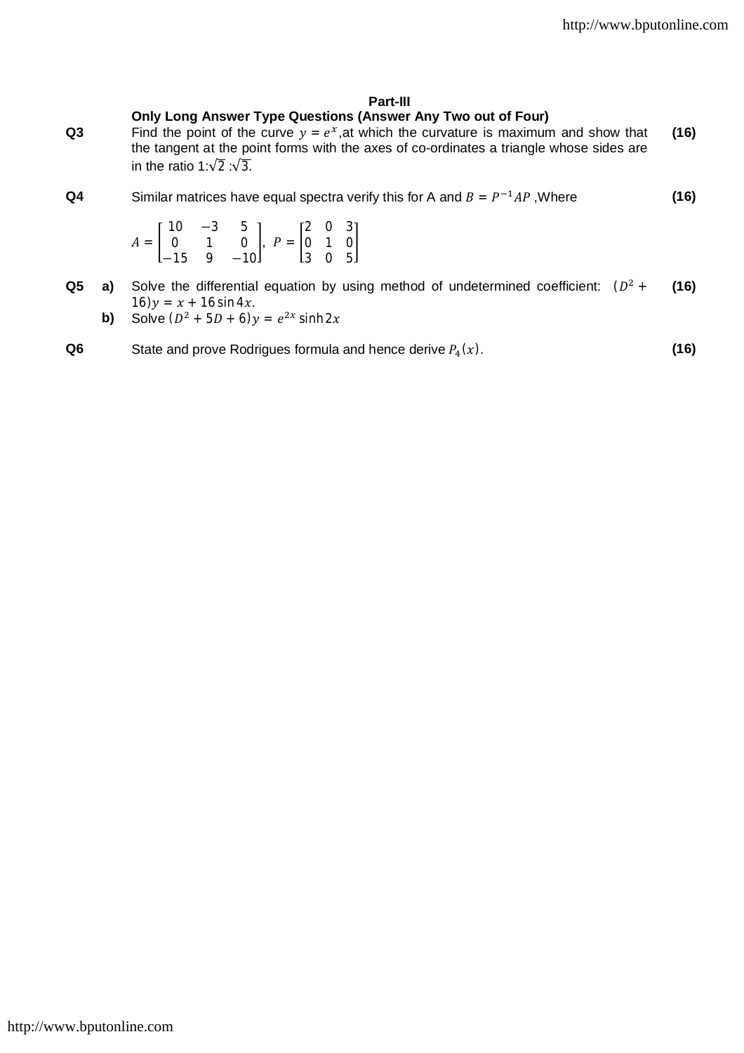**Part-III**

**Only Long Answer Type Questions (Answer Any Two out of Four)**

**Q3** Find the point of the curve $y = e^x$,at which the curvature is maximum and show that the tangent at the point forms with the axes of co-ordinates a triangle whose sides are in the ratio $1:\sqrt{2}:\sqrt{3}$. **(16)**

**Q4** Similar matrices have equal spectra verify this for A and $B = P^{-1}AP$ ,Where **(16)**

$$A = \begin{bmatrix} 10 & -3 & 5 \\ 0 & 1 & 0 \\ -15 & 9 & -10 \end{bmatrix},\ P = \begin{bmatrix} 2 & 0 & 3 \\ 0 & 1 & 0 \\ 3 & 0 & 5 \end{bmatrix}$$

**Q5** **a)** Solve the differential equation by using method of undetermined coefficient: $(D^2 + 16)y = x + 16\sin 4x$. **(16)**

**b)** Solve $(D^2 + 5D + 6)y = e^{2x}\sinh 2x$

**Q6** State and prove Rodrigues formula and hence derive $P_4(x)$. **(16)**